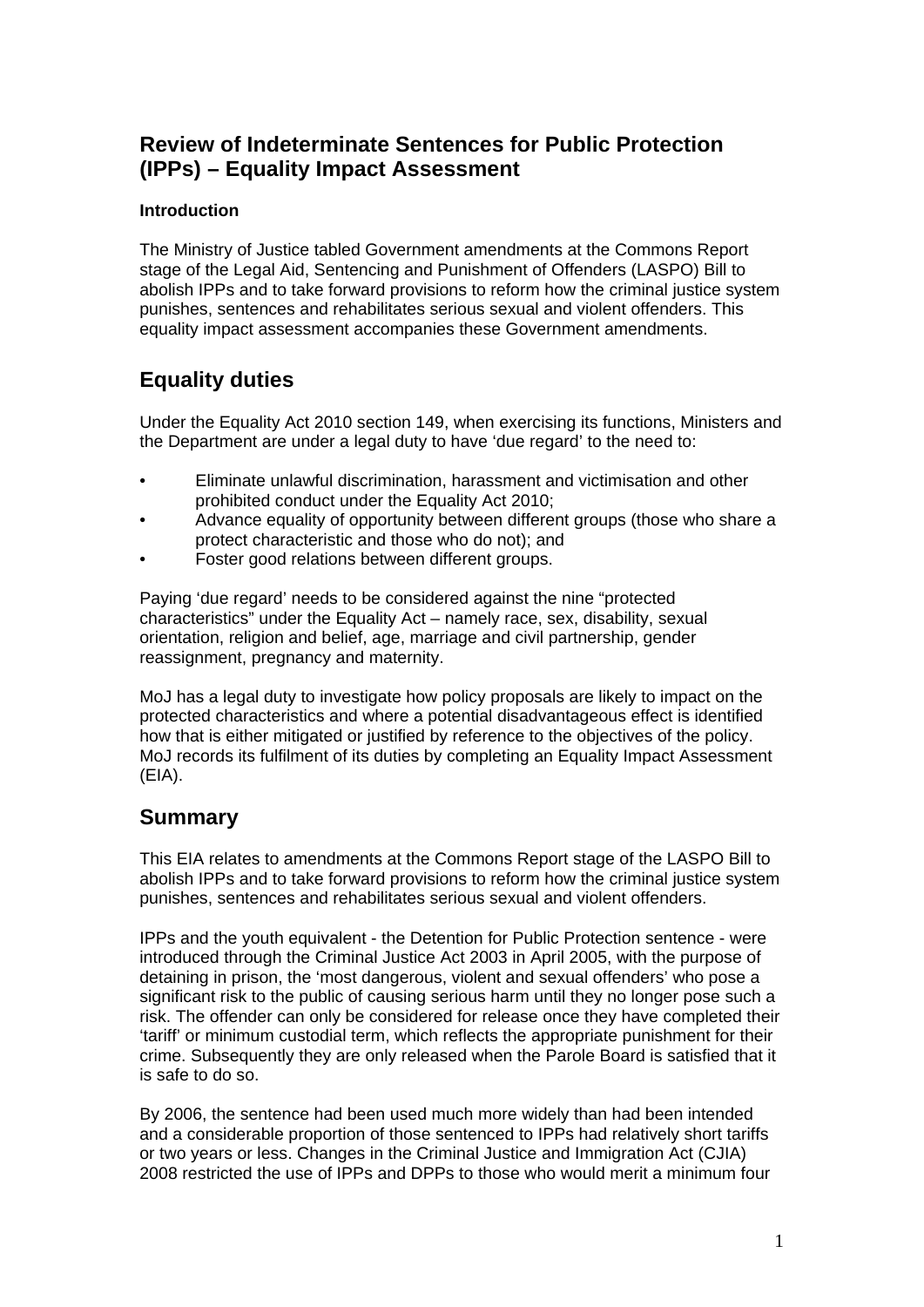# Review of Indeterminate Sentences for Public Protection (IPPs) – Equality Impact Assessment

### Introduction

The Ministry of Justice tabled Government amendments at the Commons Report stage of the Legal Aid, Sentencing and Punishment of Offenders (LASPO) Bill to abolish IPPs and to take forward provisions to reform how the criminal justice system punishes, sentences and rehabilitates serious sexual and violent offenders. This equality impact assessment accompanies these Government amendments.

## Equality duties

Under the Equality Act 2010 section 149, when exercising its functions, Ministers and the Department are under a legal duty to have 'due regard' to the need to:

- Eliminate unlawful discrimination, harassment and victimisation and other prohibited conduct under the Equality Act 2010;
- Advance equality of opportunity between different groups (those who share a protect characteristic and those who do not); and
- Foster good relations between different groups.

Paying 'due regard' needs to be considered against the nine "protected characteristics" under the Equality Act – namely race, sex, disability, sexual orientation, religion and belief, age, marriage and civil partnership, gender reassignment, pregnancy and maternity.

MoJ has a legal duty to investigate how policy proposals are likely to impact on the protected characteristics and where a potential disadvantageous effect is identified how that is either mitigated or justified by reference to the objectives of the policy. MoJ records its fulfilment of its duties by completing an Equality Impact Assessment (EIA).

## Summary

This EIA relates to amendments at the Commons Report stage of the LASPO Bill to abolish IPPs and to take forward provisions to reform how the criminal justice system punishes, sentences and rehabilitates serious sexual and violent offenders.

IPPs and the youth equivalent - the Detention for Public Protection sentence - were introduced through the Criminal Justice Act 2003 in April 2005, with the purpose of detaining in prison, the 'most dangerous, violent and sexual offenders' who pose a significant risk to the public of causing serious harm until they no longer pose such a risk. The offender can only be considered for release once they have completed their 'tariff' or minimum custodial term, which reflects the appropriate punishment for their crime. Subsequently they are only released when the Parole Board is satisfied that it is safe to do so.

By 2006, the sentence had been used much more widely than had been intended and a considerable proportion of those sentenced to IPPs had relatively short tariffs or two years or less. Changes in the Criminal Justice and Immigration Act (CJIA) 2008 restricted the use of IPPs and DPPs to those who would merit a minimum four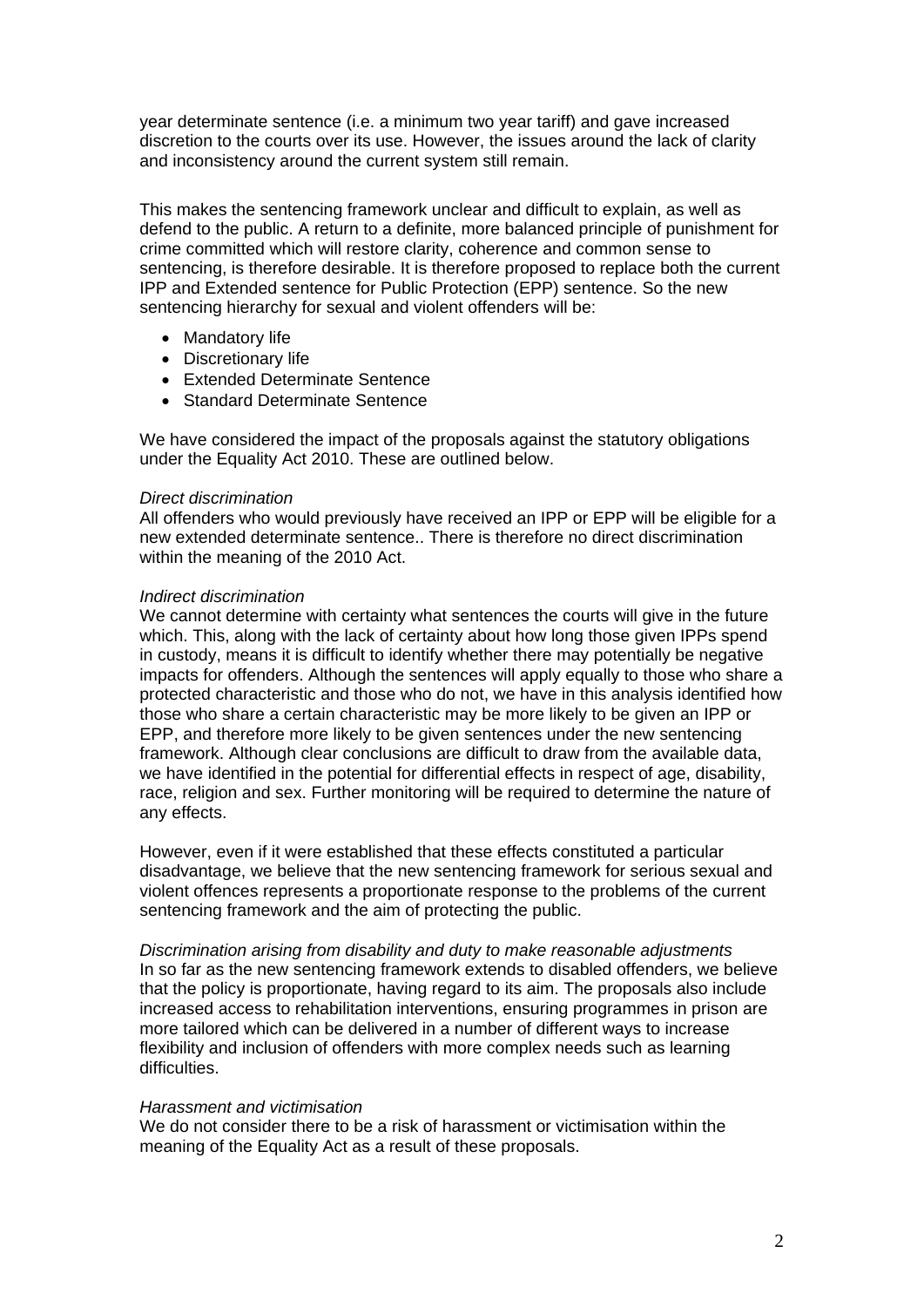year determinate sentence (i.e. a minimum two year tariff) and gave increased discretion to the courts over its use. However, the issues around the lack of clarity and inconsistency around the current system still remain.

This makes the sentencing framework unclear and difficult to explain, as well as defend to the public. A return to a definite, more balanced principle of punishment for crime committed which will restore clarity, coherence and common sense to sentencing, is therefore desirable. It is therefore proposed to replace both the current IPP and Extended sentence for Public Protection (EPP) sentence. So the new sentencing hierarchy for sexual and violent offenders will be:

- Mandatory life
- Discretionary life
- Extended Determinate Sentence
- Standard Determinate Sentence

We have considered the impact of the proposals against the statutory obligations under the Equality Act 2010. These are outlined below.

*Direct discrimination*
All offenders who would previously have received an IPP or EPP will be eligible for a new extended determinate sentence.. There is therefore no direct discrimination within the meaning of the 2010 Act.

*Indirect discrimination*
We cannot determine with certainty what sentences the courts will give in the future which. This, along with the lack of certainty about how long those given IPPs spend in custody, means it is difficult to identify whether there may potentially be negative impacts for offenders. Although the sentences will apply equally to those who share a protected characteristic and those who do not, we have in this analysis identified how those who share a certain characteristic may be more likely to be given an IPP or EPP, and therefore more likely to be given sentences under the new sentencing framework. Although clear conclusions are difficult to draw from the available data, we have identified in the potential for differential effects in respect of age, disability, race, religion and sex. Further monitoring will be required to determine the nature of any effects.

However, even if it were established that these effects constituted a particular disadvantage, we believe that the new sentencing framework for serious sexual and violent offences represents a proportionate response to the problems of the current sentencing framework and the aim of protecting the public.

*Discrimination arising from disability and duty to make reasonable adjustments*
In so far as the new sentencing framework extends to disabled offenders, we believe that the policy is proportionate, having regard to its aim. The proposals also include increased access to rehabilitation interventions, ensuring programmes in prison are more tailored which can be delivered in a number of different ways to increase flexibility and inclusion of offenders with more complex needs such as learning difficulties.

*Harassment and victimisation*
We do not consider there to be a risk of harassment or victimisation within the meaning of the Equality Act as a result of these proposals.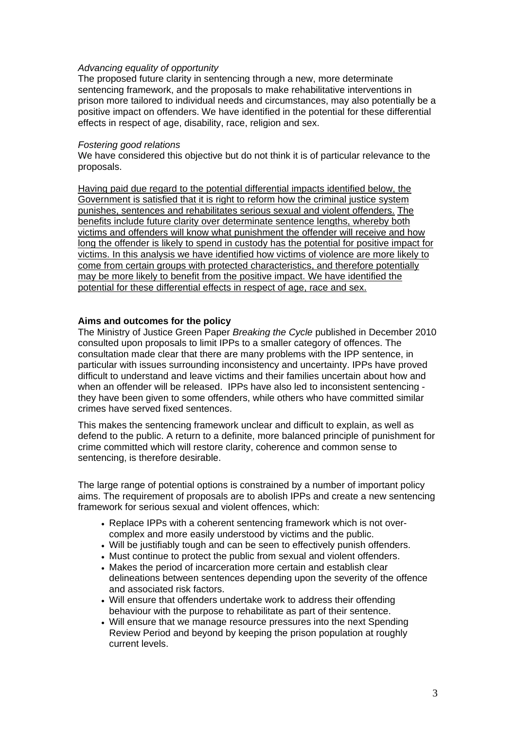*Advancing equality of opportunity*

The proposed future clarity in sentencing through a new, more determinate sentencing framework, and the proposals to make rehabilitative interventions in prison more tailored to individual needs and circumstances, may also potentially be a positive impact on offenders. We have identified in the potential for these differential effects in respect of age, disability, race, religion and sex.

*Fostering good relations*

We have considered this objective but do not think it is of particular relevance to the proposals.

<u>Having paid due regard to the potential differential impacts identified below, the Government is satisfied that it is right to reform how the criminal justice system punishes, sentences and rehabilitates serious sexual and violent offenders. The benefits include future clarity over determinate sentence lengths, whereby both victims and offenders will know what punishment the offender will receive and how long the offender is likely to spend in custody has the potential for positive impact for victims. In this analysis we have identified how victims of violence are more likely to come from certain groups with protected characteristics, and therefore potentially may be more likely to benefit from the positive impact. We have identified the potential for these differential effects in respect of age, race and sex.</u>

**Aims and outcomes for the policy**

The Ministry of Justice Green Paper *Breaking the Cycle* published in December 2010 consulted upon proposals to limit IPPs to a smaller category of offences. The consultation made clear that there are many problems with the IPP sentence, in particular with issues surrounding inconsistency and uncertainty. IPPs have proved difficult to understand and leave victims and their families uncertain about how and when an offender will be released. IPPs have also led to inconsistent sentencing - they have been given to some offenders, while others who have committed similar crimes have served fixed sentences.

This makes the sentencing framework unclear and difficult to explain, as well as defend to the public. A return to a definite, more balanced principle of punishment for crime committed which will restore clarity, coherence and common sense to sentencing, is therefore desirable.

The large range of potential options is constrained by a number of important policy aims. The requirement of proposals are to abolish IPPs and create a new sentencing framework for serious sexual and violent offences, which:

- Replace IPPs with a coherent sentencing framework which is not over-complex and more easily understood by victims and the public.
- Will be justifiably tough and can be seen to effectively punish offenders.
- Must continue to protect the public from sexual and violent offenders.
- Makes the period of incarceration more certain and establish clear delineations between sentences depending upon the severity of the offence and associated risk factors.
- Will ensure that offenders undertake work to address their offending behaviour with the purpose to rehabilitate as part of their sentence.
- Will ensure that we manage resource pressures into the next Spending Review Period and beyond by keeping the prison population at roughly current levels.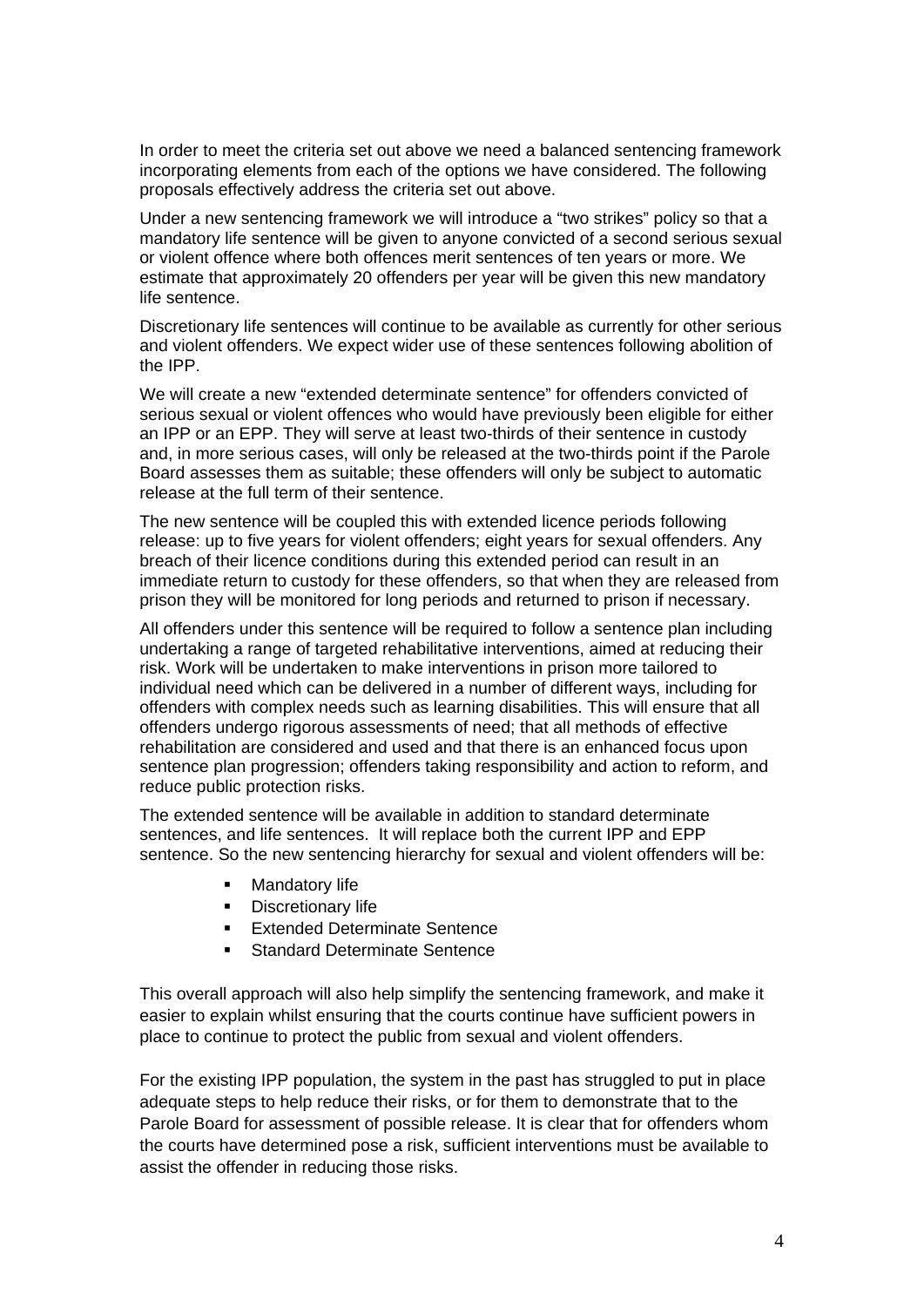In order to meet the criteria set out above we need a balanced sentencing framework incorporating elements from each of the options we have considered. The following proposals effectively address the criteria set out above.

Under a new sentencing framework we will introduce a "two strikes" policy so that a mandatory life sentence will be given to anyone convicted of a second serious sexual or violent offence where both offences merit sentences of ten years or more. We estimate that approximately 20 offenders per year will be given this new mandatory life sentence.

Discretionary life sentences will continue to be available as currently for other serious and violent offenders. We expect wider use of these sentences following abolition of the IPP.

We will create a new "extended determinate sentence" for offenders convicted of serious sexual or violent offences who would have previously been eligible for either an IPP or an EPP. They will serve at least two-thirds of their sentence in custody and, in more serious cases, will only be released at the two-thirds point if the Parole Board assesses them as suitable; these offenders will only be subject to automatic release at the full term of their sentence.

The new sentence will be coupled this with extended licence periods following release: up to five years for violent offenders; eight years for sexual offenders. Any breach of their licence conditions during this extended period can result in an immediate return to custody for these offenders, so that when they are released from prison they will be monitored for long periods and returned to prison if necessary.

All offenders under this sentence will be required to follow a sentence plan including undertaking a range of targeted rehabilitative interventions, aimed at reducing their risk. Work will be undertaken to make interventions in prison more tailored to individual need which can be delivered in a number of different ways, including for offenders with complex needs such as learning disabilities. This will ensure that all offenders undergo rigorous assessments of need; that all methods of effective rehabilitation are considered and used and that there is an enhanced focus upon sentence plan progression; offenders taking responsibility and action to reform, and reduce public protection risks.

The extended sentence will be available in addition to standard determinate sentences, and life sentences. It will replace both the current IPP and EPP sentence. So the new sentencing hierarchy for sexual and violent offenders will be:

- Mandatory life
- Discretionary life
- Extended Determinate Sentence
- Standard Determinate Sentence

This overall approach will also help simplify the sentencing framework, and make it easier to explain whilst ensuring that the courts continue have sufficient powers in place to continue to protect the public from sexual and violent offenders.

For the existing IPP population, the system in the past has struggled to put in place adequate steps to help reduce their risks, or for them to demonstrate that to the Parole Board for assessment of possible release. It is clear that for offenders whom the courts have determined pose a risk, sufficient interventions must be available to assist the offender in reducing those risks.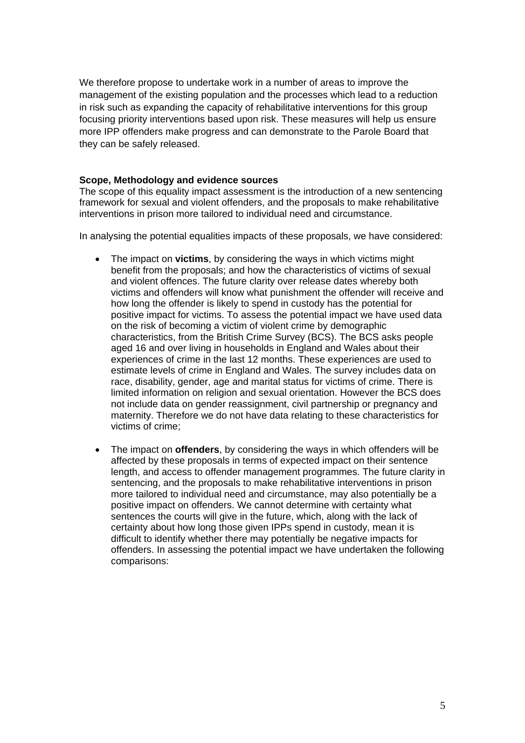We therefore propose to undertake work in a number of areas to improve the management of the existing population and the processes which lead to a reduction in risk such as expanding the capacity of rehabilitative interventions for this group focusing priority interventions based upon risk. These measures will help us ensure more IPP offenders make progress and can demonstrate to the Parole Board that they can be safely released.

**Scope, Methodology and evidence sources**

The scope of this equality impact assessment is the introduction of a new sentencing framework for sexual and violent offenders, and the proposals to make rehabilitative interventions in prison more tailored to individual need and circumstance.

In analysing the potential equalities impacts of these proposals, we have considered:

- The impact on **victims**, by considering the ways in which victims might benefit from the proposals; and how the characteristics of victims of sexual and violent offences. The future clarity over release dates whereby both victims and offenders will know what punishment the offender will receive and how long the offender is likely to spend in custody has the potential for positive impact for victims. To assess the potential impact we have used data on the risk of becoming a victim of violent crime by demographic characteristics, from the British Crime Survey (BCS). The BCS asks people aged 16 and over living in households in England and Wales about their experiences of crime in the last 12 months. These experiences are used to estimate levels of crime in England and Wales. The survey includes data on race, disability, gender, age and marital status for victims of crime. There is limited information on religion and sexual orientation. However the BCS does not include data on gender reassignment, civil partnership or pregnancy and maternity. Therefore we do not have data relating to these characteristics for victims of crime;

- The impact on **offenders**, by considering the ways in which offenders will be affected by these proposals in terms of expected impact on their sentence length, and access to offender management programmes. The future clarity in sentencing, and the proposals to make rehabilitative interventions in prison more tailored to individual need and circumstance, may also potentially be a positive impact on offenders. We cannot determine with certainty what sentences the courts will give in the future, which, along with the lack of certainty about how long those given IPPs spend in custody, mean it is difficult to identify whether there may potentially be negative impacts for offenders. In assessing the potential impact we have undertaken the following comparisons: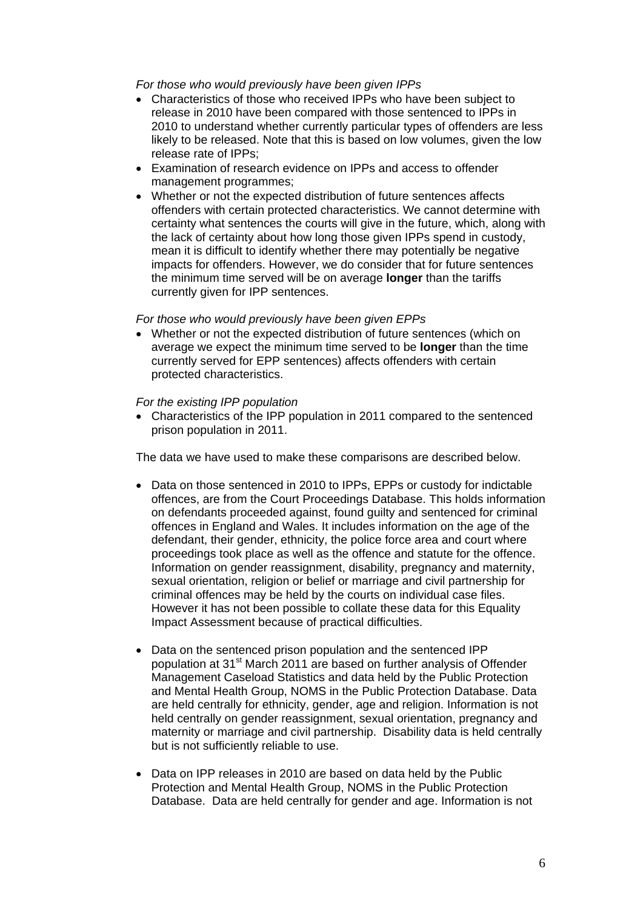*For those who would previously have been given IPPs*

- Characteristics of those who received IPPs who have been subject to release in 2010 have been compared with those sentenced to IPPs in 2010 to understand whether currently particular types of offenders are less likely to be released. Note that this is based on low volumes, given the low release rate of IPPs;
- Examination of research evidence on IPPs and access to offender management programmes;
- Whether or not the expected distribution of future sentences affects offenders with certain protected characteristics. We cannot determine with certainty what sentences the courts will give in the future, which, along with the lack of certainty about how long those given IPPs spend in custody, mean it is difficult to identify whether there may potentially be negative impacts for offenders. However, we do consider that for future sentences the minimum time served will be on average **longer** than the tariffs currently given for IPP sentences.

*For those who would previously have been given EPPs*

- Whether or not the expected distribution of future sentences (which on average we expect the minimum time served to be **longer** than the time currently served for EPP sentences) affects offenders with certain protected characteristics.

*For the existing IPP population*

- Characteristics of the IPP population in 2011 compared to the sentenced prison population in 2011.

The data we have used to make these comparisons are described below.

- Data on those sentenced in 2010 to IPPs, EPPs or custody for indictable offences, are from the Court Proceedings Database. This holds information on defendants proceeded against, found guilty and sentenced for criminal offences in England and Wales. It includes information on the age of the defendant, their gender, ethnicity, the police force area and court where proceedings took place as well as the offence and statute for the offence. Information on gender reassignment, disability, pregnancy and maternity, sexual orientation, religion or belief or marriage and civil partnership for criminal offences may be held by the courts on individual case files. However it has not been possible to collate these data for this Equality Impact Assessment because of practical difficulties.

- Data on the sentenced prison population and the sentenced IPP population at 31st March 2011 are based on further analysis of Offender Management Caseload Statistics and data held by the Public Protection and Mental Health Group, NOMS in the Public Protection Database. Data are held centrally for ethnicity, gender, age and religion. Information is not held centrally on gender reassignment, sexual orientation, pregnancy and maternity or marriage and civil partnership. Disability data is held centrally but is not sufficiently reliable to use.

- Data on IPP releases in 2010 are based on data held by the Public Protection and Mental Health Group, NOMS in the Public Protection Database. Data are held centrally for gender and age. Information is not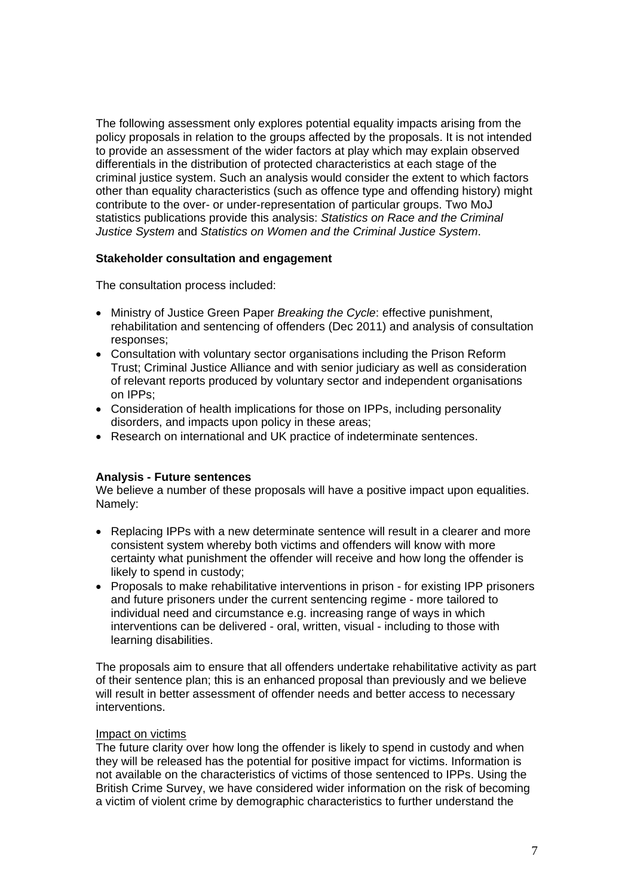The following assessment only explores potential equality impacts arising from the policy proposals in relation to the groups affected by the proposals. It is not intended to provide an assessment of the wider factors at play which may explain observed differentials in the distribution of protected characteristics at each stage of the criminal justice system. Such an analysis would consider the extent to which factors other than equality characteristics (such as offence type and offending history) might contribute to the over- or under-representation of particular groups. Two MoJ statistics publications provide this analysis: *Statistics on Race and the Criminal Justice System* and *Statistics on Women and the Criminal Justice System*.

**Stakeholder consultation and engagement**

The consultation process included:

- Ministry of Justice Green Paper *Breaking the Cycle*: effective punishment, rehabilitation and sentencing of offenders (Dec 2011) and analysis of consultation responses;
- Consultation with voluntary sector organisations including the Prison Reform Trust; Criminal Justice Alliance and with senior judiciary as well as consideration of relevant reports produced by voluntary sector and independent organisations on IPPs;
- Consideration of health implications for those on IPPs, including personality disorders, and impacts upon policy in these areas;
- Research on international and UK practice of indeterminate sentences.

**Analysis - Future sentences**

We believe a number of these proposals will have a positive impact upon equalities. Namely:

- Replacing IPPs with a new determinate sentence will result in a clearer and more consistent system whereby both victims and offenders will know with more certainty what punishment the offender will receive and how long the offender is likely to spend in custody;
- Proposals to make rehabilitative interventions in prison - for existing IPP prisoners and future prisoners under the current sentencing regime - more tailored to individual need and circumstance e.g. increasing range of ways in which interventions can be delivered - oral, written, visual - including to those with learning disabilities.

The proposals aim to ensure that all offenders undertake rehabilitative activity as part of their sentence plan; this is an enhanced proposal than previously and we believe will result in better assessment of offender needs and better access to necessary interventions.

<u>Impact on victims</u>

The future clarity over how long the offender is likely to spend in custody and when they will be released has the potential for positive impact for victims. Information is not available on the characteristics of victims of those sentenced to IPPs. Using the British Crime Survey, we have considered wider information on the risk of becoming a victim of violent crime by demographic characteristics to further understand the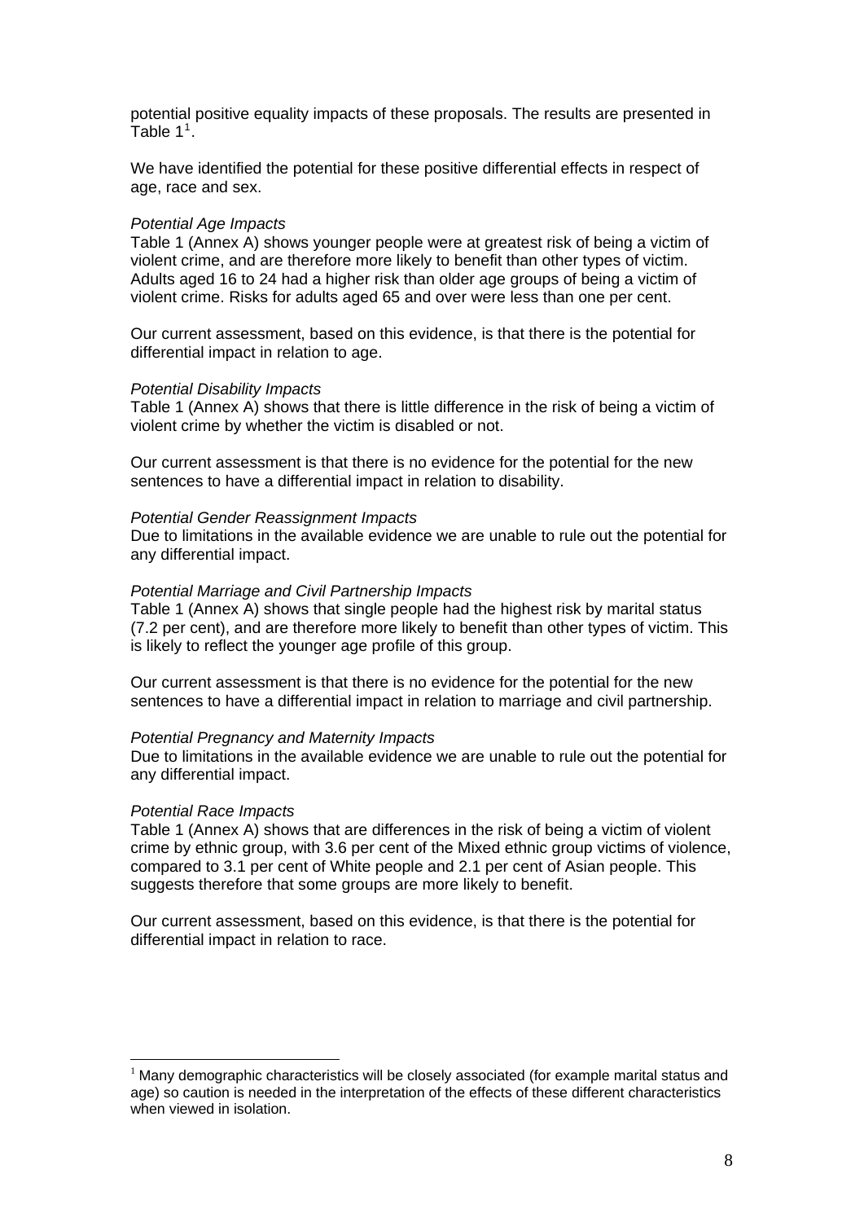potential positive equality impacts of these proposals. The results are presented in Table 1[1].

We have identified the potential for these positive differential effects in respect of age, race and sex.

*Potential Age Impacts*

Table 1 (Annex A) shows younger people were at greatest risk of being a victim of violent crime, and are therefore more likely to benefit than other types of victim. Adults aged 16 to 24 had a higher risk than older age groups of being a victim of violent crime. Risks for adults aged 65 and over were less than one per cent.

Our current assessment, based on this evidence, is that there is the potential for differential impact in relation to age.

*Potential Disability Impacts*

Table 1 (Annex A) shows that there is little difference in the risk of being a victim of violent crime by whether the victim is disabled or not.

Our current assessment is that there is no evidence for the potential for the new sentences to have a differential impact in relation to disability.

*Potential Gender Reassignment Impacts*

Due to limitations in the available evidence we are unable to rule out the potential for any differential impact.

*Potential Marriage and Civil Partnership Impacts*

Table 1 (Annex A) shows that single people had the highest risk by marital status (7.2 per cent), and are therefore more likely to benefit than other types of victim. This is likely to reflect the younger age profile of this group.

Our current assessment is that there is no evidence for the potential for the new sentences to have a differential impact in relation to marriage and civil partnership.

*Potential Pregnancy and Maternity Impacts*

Due to limitations in the available evidence we are unable to rule out the potential for any differential impact.

*Potential Race Impacts*

Table 1 (Annex A) shows that are differences in the risk of being a victim of violent crime by ethnic group, with 3.6 per cent of the Mixed ethnic group victims of violence, compared to 3.1 per cent of White people and 2.1 per cent of Asian people. This suggests therefore that some groups are more likely to benefit.

Our current assessment, based on this evidence, is that there is the potential for differential impact in relation to race.

---

[1] Many demographic characteristics will be closely associated (for example marital status and age) so caution is needed in the interpretation of the effects of these different characteristics when viewed in isolation.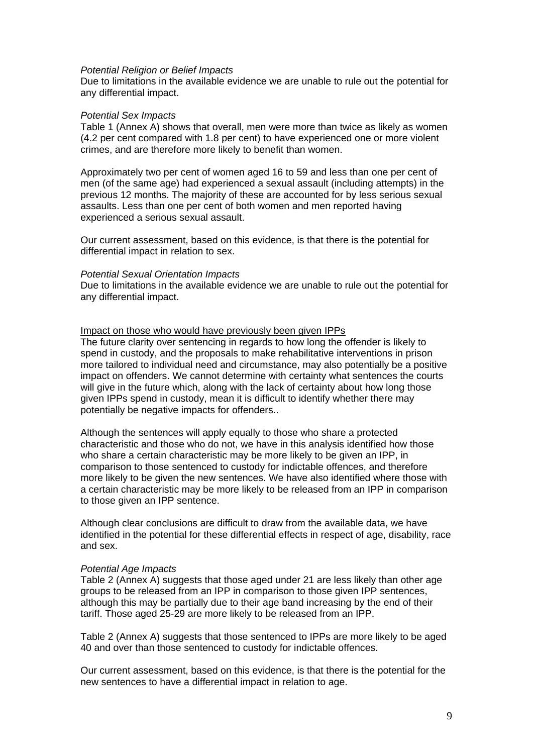*Potential Religion or Belief Impacts*
Due to limitations in the available evidence we are unable to rule out the potential for any differential impact.

*Potential Sex Impacts*
Table 1 (Annex A) shows that overall, men were more than twice as likely as women (4.2 per cent compared with 1.8 per cent) to have experienced one or more violent crimes, and are therefore more likely to benefit than women.

Approximately two per cent of women aged 16 to 59 and less than one per cent of men (of the same age) had experienced a sexual assault (including attempts) in the previous 12 months. The majority of these are accounted for by less serious sexual assaults. Less than one per cent of both women and men reported having experienced a serious sexual assault.

Our current assessment, based on this evidence, is that there is the potential for differential impact in relation to sex.

*Potential Sexual Orientation Impacts*
Due to limitations in the available evidence we are unable to rule out the potential for any differential impact.

<u>Impact on those who would have previously been given IPPs</u>
The future clarity over sentencing in regards to how long the offender is likely to spend in custody, and the proposals to make rehabilitative interventions in prison more tailored to individual need and circumstance, may also potentially be a positive impact on offenders. We cannot determine with certainty what sentences the courts will give in the future which, along with the lack of certainty about how long those given IPPs spend in custody, mean it is difficult to identify whether there may potentially be negative impacts for offenders..

Although the sentences will apply equally to those who share a protected characteristic and those who do not, we have in this analysis identified how those who share a certain characteristic may be more likely to be given an IPP, in comparison to those sentenced to custody for indictable offences, and therefore more likely to be given the new sentences. We have also identified where those with a certain characteristic may be more likely to be released from an IPP in comparison to those given an IPP sentence.

Although clear conclusions are difficult to draw from the available data, we have identified in the potential for these differential effects in respect of age, disability, race and sex.

*Potential Age Impacts*
Table 2 (Annex A) suggests that those aged under 21 are less likely than other age groups to be released from an IPP in comparison to those given IPP sentences, although this may be partially due to their age band increasing by the end of their tariff. Those aged 25-29 are more likely to be released from an IPP.

Table 2 (Annex A) suggests that those sentenced to IPPs are more likely to be aged 40 and over than those sentenced to custody for indictable offences.

Our current assessment, based on this evidence, is that there is the potential for the new sentences to have a differential impact in relation to age.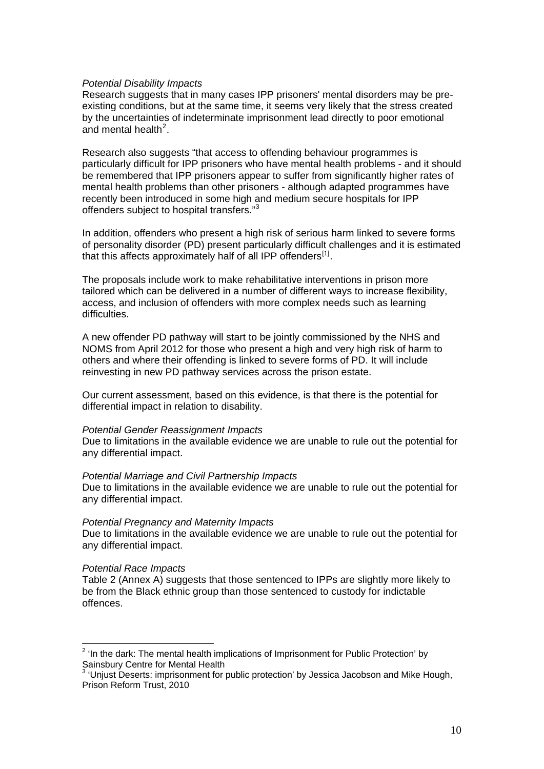*Potential Disability Impacts*

Research suggests that in many cases IPP prisoners' mental disorders may be pre-existing conditions, but at the same time, it seems very likely that the stress created by the uncertainties of indeterminate imprisonment lead directly to poor emotional and mental health[2].

Research also suggests "that access to offending behaviour programmes is particularly difficult for IPP prisoners who have mental health problems - and it should be remembered that IPP prisoners appear to suffer from significantly higher rates of mental health problems than other prisoners - although adapted programmes have recently been introduced in some high and medium secure hospitals for IPP offenders subject to hospital transfers."[3]

In addition, offenders who present a high risk of serious harm linked to severe forms of personality disorder (PD) present particularly difficult challenges and it is estimated that this affects approximately half of all IPP offenders[1].

The proposals include work to make rehabilitative interventions in prison more tailored which can be delivered in a number of different ways to increase flexibility, access, and inclusion of offenders with more complex needs such as learning difficulties.

A new offender PD pathway will start to be jointly commissioned by the NHS and NOMS from April 2012 for those who present a high and very high risk of harm to others and where their offending is linked to severe forms of PD. It will include reinvesting in new PD pathway services across the prison estate.

Our current assessment, based on this evidence, is that there is the potential for differential impact in relation to disability.

*Potential Gender Reassignment Impacts*

Due to limitations in the available evidence we are unable to rule out the potential for any differential impact.

*Potential Marriage and Civil Partnership Impacts*

Due to limitations in the available evidence we are unable to rule out the potential for any differential impact.

*Potential Pregnancy and Maternity Impacts*

Due to limitations in the available evidence we are unable to rule out the potential for any differential impact.

*Potential Race Impacts*

Table 2 (Annex A) suggests that those sentenced to IPPs are slightly more likely to be from the Black ethnic group than those sentenced to custody for indictable offences.

---

[2] 'In the dark: The mental health implications of Imprisonment for Public Protection' by Sainsbury Centre for Mental Health

[3] 'Unjust Deserts: imprisonment for public protection' by Jessica Jacobson and Mike Hough, Prison Reform Trust, 2010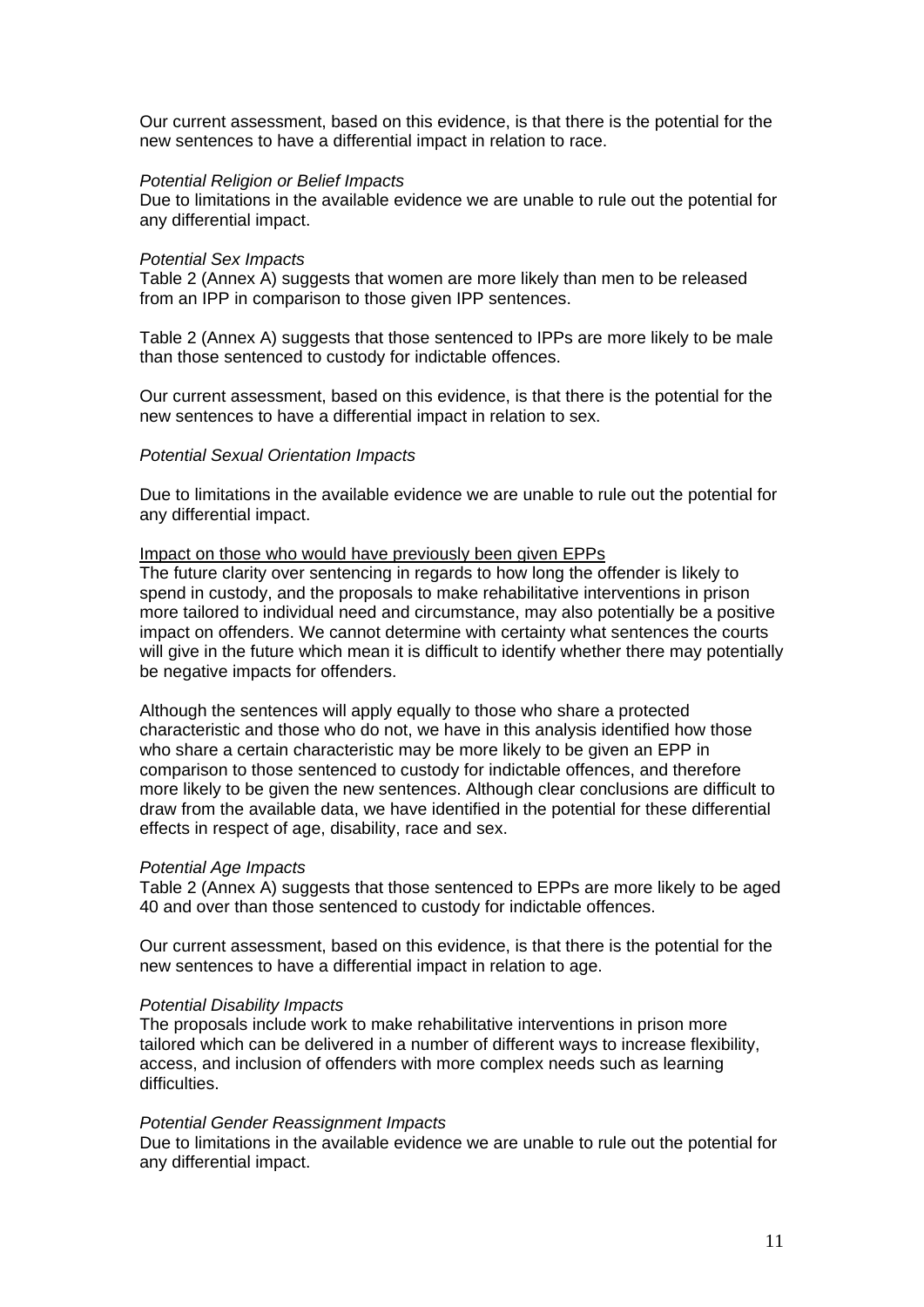Our current assessment, based on this evidence, is that there is the potential for the new sentences to have a differential impact in relation to race.

*Potential Religion or Belief Impacts*
Due to limitations in the available evidence we are unable to rule out the potential for any differential impact.

*Potential Sex Impacts*
Table 2 (Annex A) suggests that women are more likely than men to be released from an IPP in comparison to those given IPP sentences.

Table 2 (Annex A) suggests that those sentenced to IPPs are more likely to be male than those sentenced to custody for indictable offences.

Our current assessment, based on this evidence, is that there is the potential for the new sentences to have a differential impact in relation to sex.

*Potential Sexual Orientation Impacts*

Due to limitations in the available evidence we are unable to rule out the potential for any differential impact.

<u>Impact on those who would have previously been given EPPs</u>
The future clarity over sentencing in regards to how long the offender is likely to spend in custody, and the proposals to make rehabilitative interventions in prison more tailored to individual need and circumstance, may also potentially be a positive impact on offenders. We cannot determine with certainty what sentences the courts will give in the future which mean it is difficult to identify whether there may potentially be negative impacts for offenders.

Although the sentences will apply equally to those who share a protected characteristic and those who do not, we have in this analysis identified how those who share a certain characteristic may be more likely to be given an EPP in comparison to those sentenced to custody for indictable offences, and therefore more likely to be given the new sentences. Although clear conclusions are difficult to draw from the available data, we have identified in the potential for these differential effects in respect of age, disability, race and sex.

*Potential Age Impacts*
Table 2 (Annex A) suggests that those sentenced to EPPs are more likely to be aged 40 and over than those sentenced to custody for indictable offences.

Our current assessment, based on this evidence, is that there is the potential for the new sentences to have a differential impact in relation to age.

*Potential Disability Impacts*
The proposals include work to make rehabilitative interventions in prison more tailored which can be delivered in a number of different ways to increase flexibility, access, and inclusion of offenders with more complex needs such as learning difficulties.

*Potential Gender Reassignment Impacts*
Due to limitations in the available evidence we are unable to rule out the potential for any differential impact.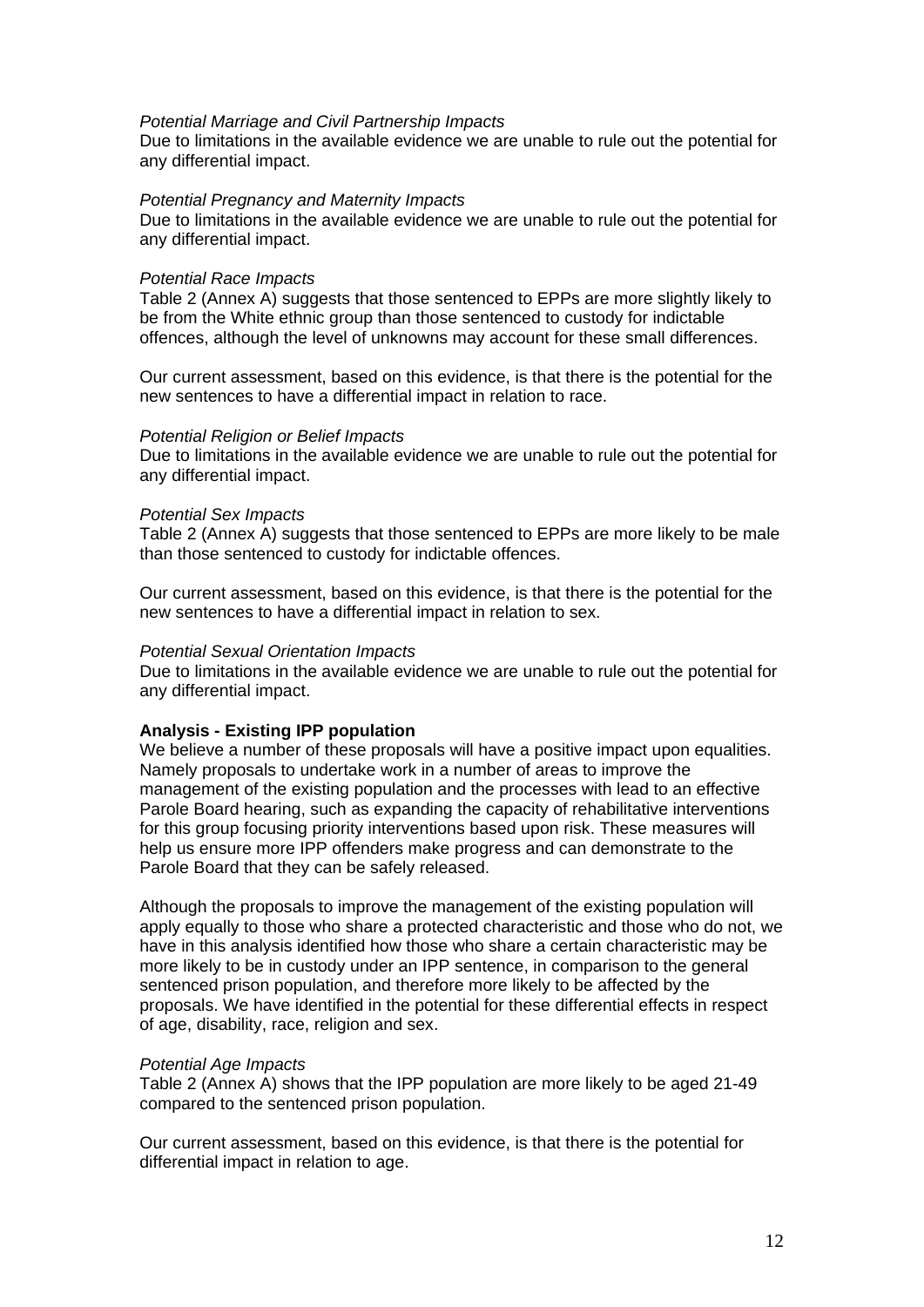*Potential Marriage and Civil Partnership Impacts*
Due to limitations in the available evidence we are unable to rule out the potential for any differential impact.

*Potential Pregnancy and Maternity Impacts*
Due to limitations in the available evidence we are unable to rule out the potential for any differential impact.

*Potential Race Impacts*
Table 2 (Annex A) suggests that those sentenced to EPPs are more slightly likely to be from the White ethnic group than those sentenced to custody for indictable offences, although the level of unknowns may account for these small differences.

Our current assessment, based on this evidence, is that there is the potential for the new sentences to have a differential impact in relation to race.

*Potential Religion or Belief Impacts*
Due to limitations in the available evidence we are unable to rule out the potential for any differential impact.

*Potential Sex Impacts*
Table 2 (Annex A) suggests that those sentenced to EPPs are more likely to be male than those sentenced to custody for indictable offences.

Our current assessment, based on this evidence, is that there is the potential for the new sentences to have a differential impact in relation to sex.

*Potential Sexual Orientation Impacts*
Due to limitations in the available evidence we are unable to rule out the potential for any differential impact.

**Analysis - Existing IPP population**
We believe a number of these proposals will have a positive impact upon equalities. Namely proposals to undertake work in a number of areas to improve the management of the existing population and the processes with lead to an effective Parole Board hearing, such as expanding the capacity of rehabilitative interventions for this group focusing priority interventions based upon risk. These measures will help us ensure more IPP offenders make progress and can demonstrate to the Parole Board that they can be safely released.

Although the proposals to improve the management of the existing population will apply equally to those who share a protected characteristic and those who do not, we have in this analysis identified how those who share a certain characteristic may be more likely to be in custody under an IPP sentence, in comparison to the general sentenced prison population, and therefore more likely to be affected by the proposals. We have identified in the potential for these differential effects in respect of age, disability, race, religion and sex.

*Potential Age Impacts*
Table 2 (Annex A) shows that the IPP population are more likely to be aged 21-49 compared to the sentenced prison population.

Our current assessment, based on this evidence, is that there is the potential for differential impact in relation to age.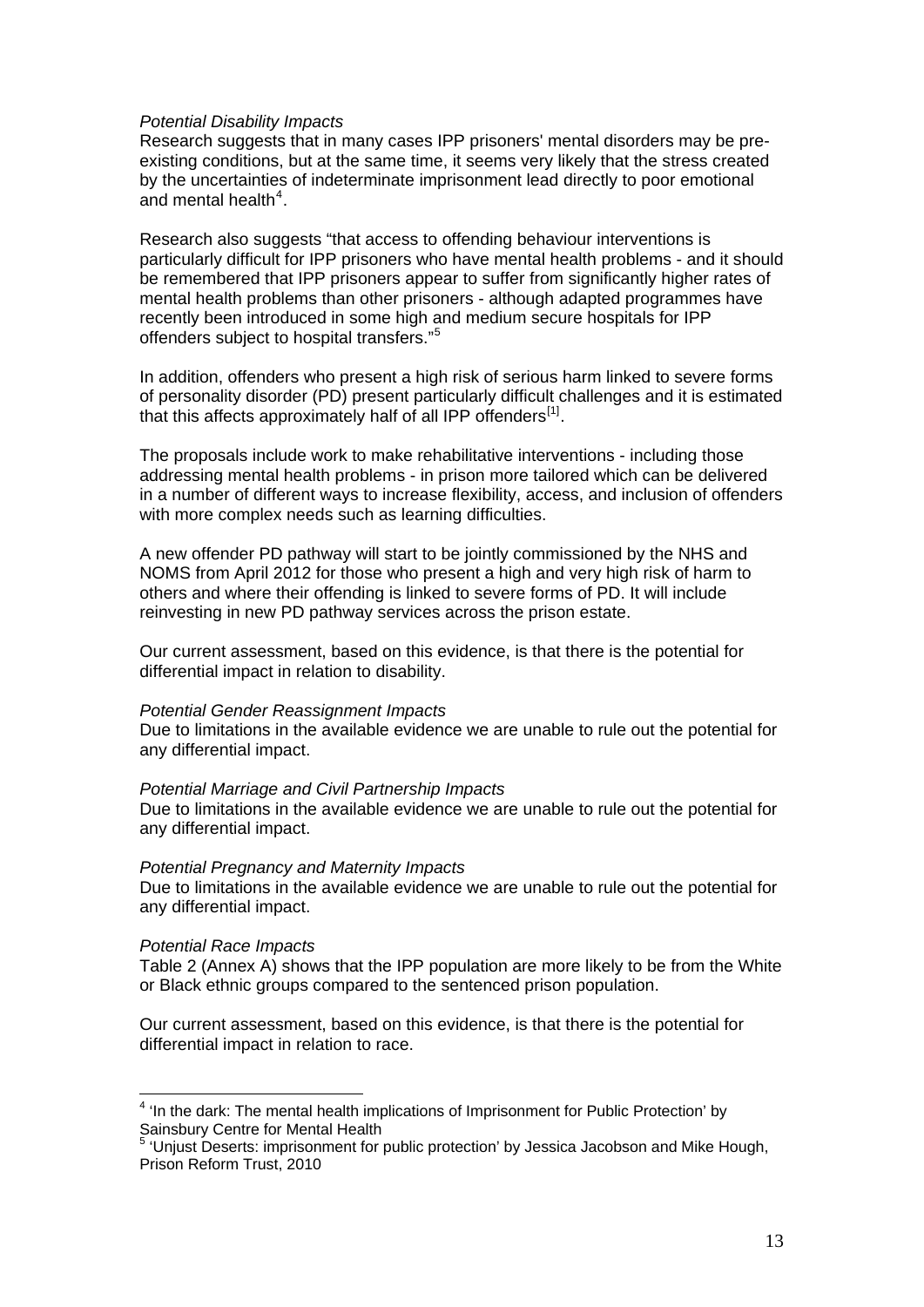*Potential Disability Impacts*
Research suggests that in many cases IPP prisoners' mental disorders may be pre-existing conditions, but at the same time, it seems very likely that the stress created by the uncertainties of indeterminate imprisonment lead directly to poor emotional and mental health[4].

Research also suggests "that access to offending behaviour interventions is particularly difficult for IPP prisoners who have mental health problems - and it should be remembered that IPP prisoners appear to suffer from significantly higher rates of mental health problems than other prisoners - although adapted programmes have recently been introduced in some high and medium secure hospitals for IPP offenders subject to hospital transfers."[5]

In addition, offenders who present a high risk of serious harm linked to severe forms of personality disorder (PD) present particularly difficult challenges and it is estimated that this affects approximately half of all IPP offenders[1].

The proposals include work to make rehabilitative interventions - including those addressing mental health problems - in prison more tailored which can be delivered in a number of different ways to increase flexibility, access, and inclusion of offenders with more complex needs such as learning difficulties.

A new offender PD pathway will start to be jointly commissioned by the NHS and NOMS from April 2012 for those who present a high and very high risk of harm to others and where their offending is linked to severe forms of PD. It will include reinvesting in new PD pathway services across the prison estate.

Our current assessment, based on this evidence, is that there is the potential for differential impact in relation to disability.

*Potential Gender Reassignment Impacts*
Due to limitations in the available evidence we are unable to rule out the potential for any differential impact.

*Potential Marriage and Civil Partnership Impacts*
Due to limitations in the available evidence we are unable to rule out the potential for any differential impact.

*Potential Pregnancy and Maternity Impacts*
Due to limitations in the available evidence we are unable to rule out the potential for any differential impact.

*Potential Race Impacts*
Table 2 (Annex A) shows that the IPP population are more likely to be from the White or Black ethnic groups compared to the sentenced prison population.

Our current assessment, based on this evidence, is that there is the potential for differential impact in relation to race.

---

[4] 'In the dark: The mental health implications of Imprisonment for Public Protection' by Sainsbury Centre for Mental Health

[5] 'Unjust Deserts: imprisonment for public protection' by Jessica Jacobson and Mike Hough, Prison Reform Trust, 2010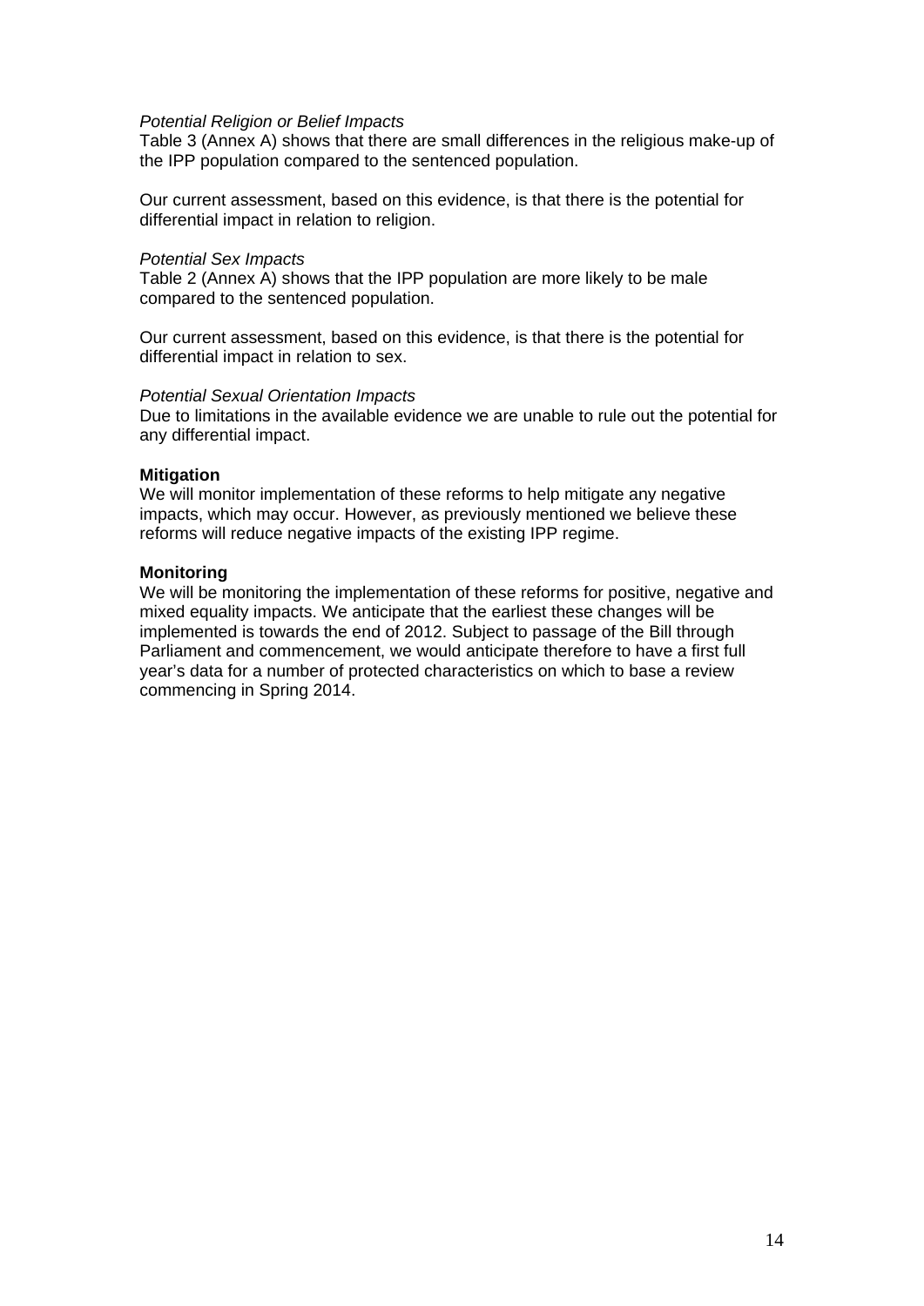*Potential Religion or Belief Impacts*
Table 3 (Annex A) shows that there are small differences in the religious make-up of the IPP population compared to the sentenced population.

Our current assessment, based on this evidence, is that there is the potential for differential impact in relation to religion.

*Potential Sex Impacts*
Table 2 (Annex A) shows that the IPP population are more likely to be male compared to the sentenced population.

Our current assessment, based on this evidence, is that there is the potential for differential impact in relation to sex.

*Potential Sexual Orientation Impacts*
Due to limitations in the available evidence we are unable to rule out the potential for any differential impact.

**Mitigation**
We will monitor implementation of these reforms to help mitigate any negative impacts, which may occur. However, as previously mentioned we believe these reforms will reduce negative impacts of the existing IPP regime.

**Monitoring**
We will be monitoring the implementation of these reforms for positive, negative and mixed equality impacts. We anticipate that the earliest these changes will be implemented is towards the end of 2012. Subject to passage of the Bill through Parliament and commencement, we would anticipate therefore to have a first full year's data for a number of protected characteristics on which to base a review commencing in Spring 2014.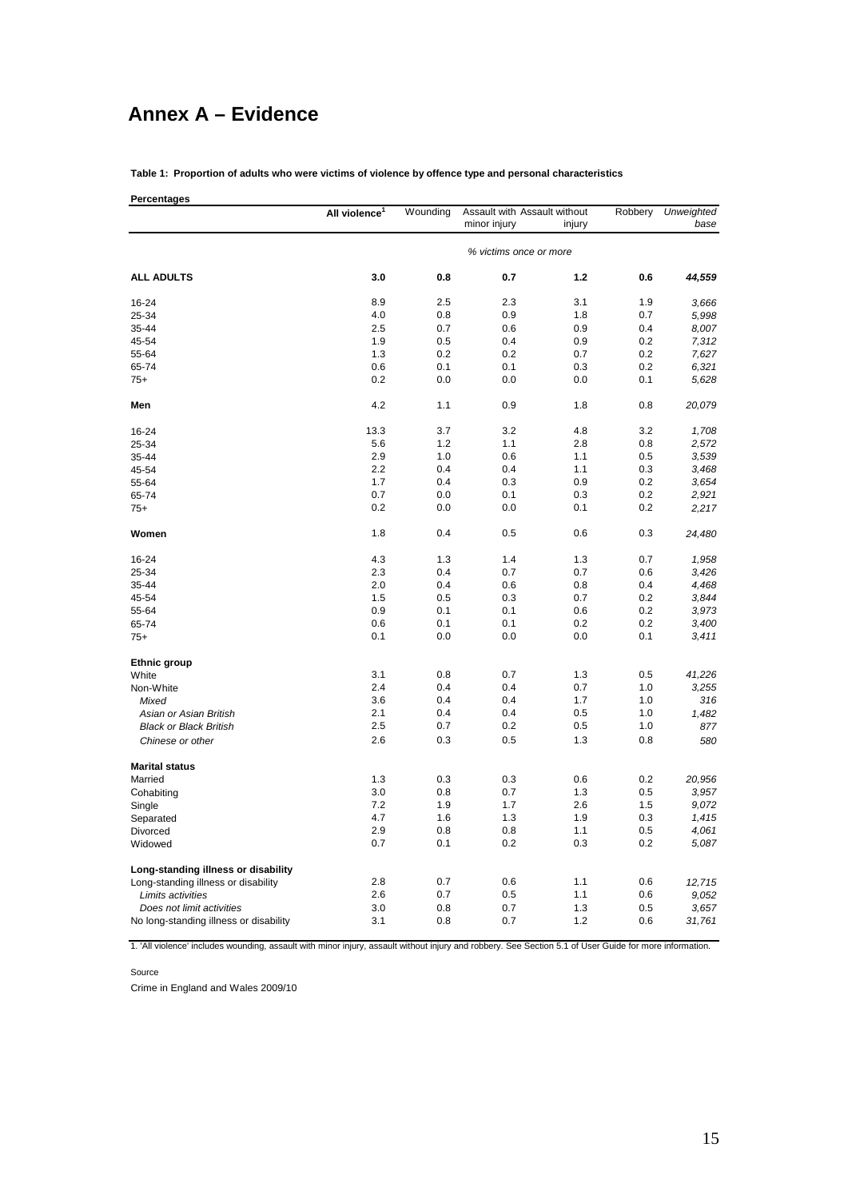# Annex A – Evidence

**Table 1: Proportion of adults who were victims of violence by offence type and personal characteristics**

**Percentages**

| | All violence[1] | Wounding | Assault with minor injury | Assault without injury | Robbery | *Unweighted base* |
|---|---|---|---|---|---|---|
| | *% victims once or more* | | | | | |
| **ALL ADULTS** | **3.0** | **0.8** | **0.7** | **1.2** | **0.6** | ***44,559*** |
| 16-24 | 8.9 | 2.5 | 2.3 | 3.1 | 1.9 | *3,666* |
| 25-34 | 4.0 | 0.8 | 0.9 | 1.8 | 0.7 | *5,998* |
| 35-44 | 2.5 | 0.7 | 0.6 | 0.9 | 0.4 | *8,007* |
| 45-54 | 1.9 | 0.5 | 0.4 | 0.9 | 0.2 | *7,312* |
| 55-64 | 1.3 | 0.2 | 0.2 | 0.7 | 0.2 | *7,627* |
| 65-74 | 0.6 | 0.1 | 0.1 | 0.3 | 0.2 | *6,321* |
| 75+ | 0.2 | 0.0 | 0.0 | 0.0 | 0.1 | *5,628* |
| **Men** | 4.2 | 1.1 | 0.9 | 1.8 | 0.8 | *20,079* |
| 16-24 | 13.3 | 3.7 | 3.2 | 4.8 | 3.2 | *1,708* |
| 25-34 | 5.6 | 1.2 | 1.1 | 2.8 | 0.8 | *2,572* |
| 35-44 | 2.9 | 1.0 | 0.6 | 1.1 | 0.5 | *3,539* |
| 45-54 | 2.2 | 0.4 | 0.4 | 1.1 | 0.3 | *3,468* |
| 55-64 | 1.7 | 0.4 | 0.3 | 0.9 | 0.2 | *3,654* |
| 65-74 | 0.7 | 0.0 | 0.1 | 0.3 | 0.2 | *2,921* |
| 75+ | 0.2 | 0.0 | 0.0 | 0.1 | 0.2 | *2,217* |
| **Women** | 1.8 | 0.4 | 0.5 | 0.6 | 0.3 | *24,480* |
| 16-24 | 4.3 | 1.3 | 1.4 | 1.3 | 0.7 | *1,958* |
| 25-34 | 2.3 | 0.4 | 0.7 | 0.7 | 0.6 | *3,426* |
| 35-44 | 2.0 | 0.4 | 0.6 | 0.8 | 0.4 | *4,468* |
| 45-54 | 1.5 | 0.5 | 0.3 | 0.7 | 0.2 | *3,844* |
| 55-64 | 0.9 | 0.1 | 0.1 | 0.6 | 0.2 | *3,973* |
| 65-74 | 0.6 | 0.1 | 0.1 | 0.2 | 0.2 | *3,400* |
| 75+ | 0.1 | 0.0 | 0.0 | 0.0 | 0.1 | *3,411* |
| **Ethnic group** | | | | | | |
| White | 3.1 | 0.8 | 0.7 | 1.3 | 0.5 | *41,226* |
| Non-White | 2.4 | 0.4 | 0.4 | 0.7 | 1.0 | *3,255* |
| *Mixed* | 3.6 | 0.4 | 0.4 | 1.7 | 1.0 | *316* |
| *Asian or Asian British* | 2.1 | 0.4 | 0.4 | 0.5 | 1.0 | *1,482* |
| *Black or Black British* | 2.5 | 0.7 | 0.2 | 0.5 | 1.0 | *877* |
| *Chinese or other* | 2.6 | 0.3 | 0.5 | 1.3 | 0.8 | *580* |
| **Marital status** | | | | | | |
| Married | 1.3 | 0.3 | 0.3 | 0.6 | 0.2 | *20,956* |
| Cohabiting | 3.0 | 0.8 | 0.7 | 1.3 | 0.5 | *3,957* |
| Single | 7.2 | 1.9 | 1.7 | 2.6 | 1.5 | *9,072* |
| Separated | 4.7 | 1.6 | 1.3 | 1.9 | 0.3 | *1,415* |
| Divorced | 2.9 | 0.8 | 0.8 | 1.1 | 0.5 | *4,061* |
| Widowed | 0.7 | 0.1 | 0.2 | 0.3 | 0.2 | *5,087* |
| **Long-standing illness or disability** | | | | | | |
| Long-standing illness or disability | 2.8 | 0.7 | 0.6 | 1.1 | 0.6 | *12,715* |
| *Limits activities* | 2.6 | 0.7 | 0.5 | 1.1 | 0.6 | *9,052* |
| *Does not limit activities* | 3.0 | 0.8 | 0.7 | 1.3 | 0.5 | *3,657* |
| No long-standing illness or disability | 3.1 | 0.8 | 0.7 | 1.2 | 0.6 | *31,761* |

1. 'All violence' includes wounding, assault with minor injury, assault without injury and robbery. See Section 5.1 of User Guide for more information.

Source

Crime in England and Wales 2009/10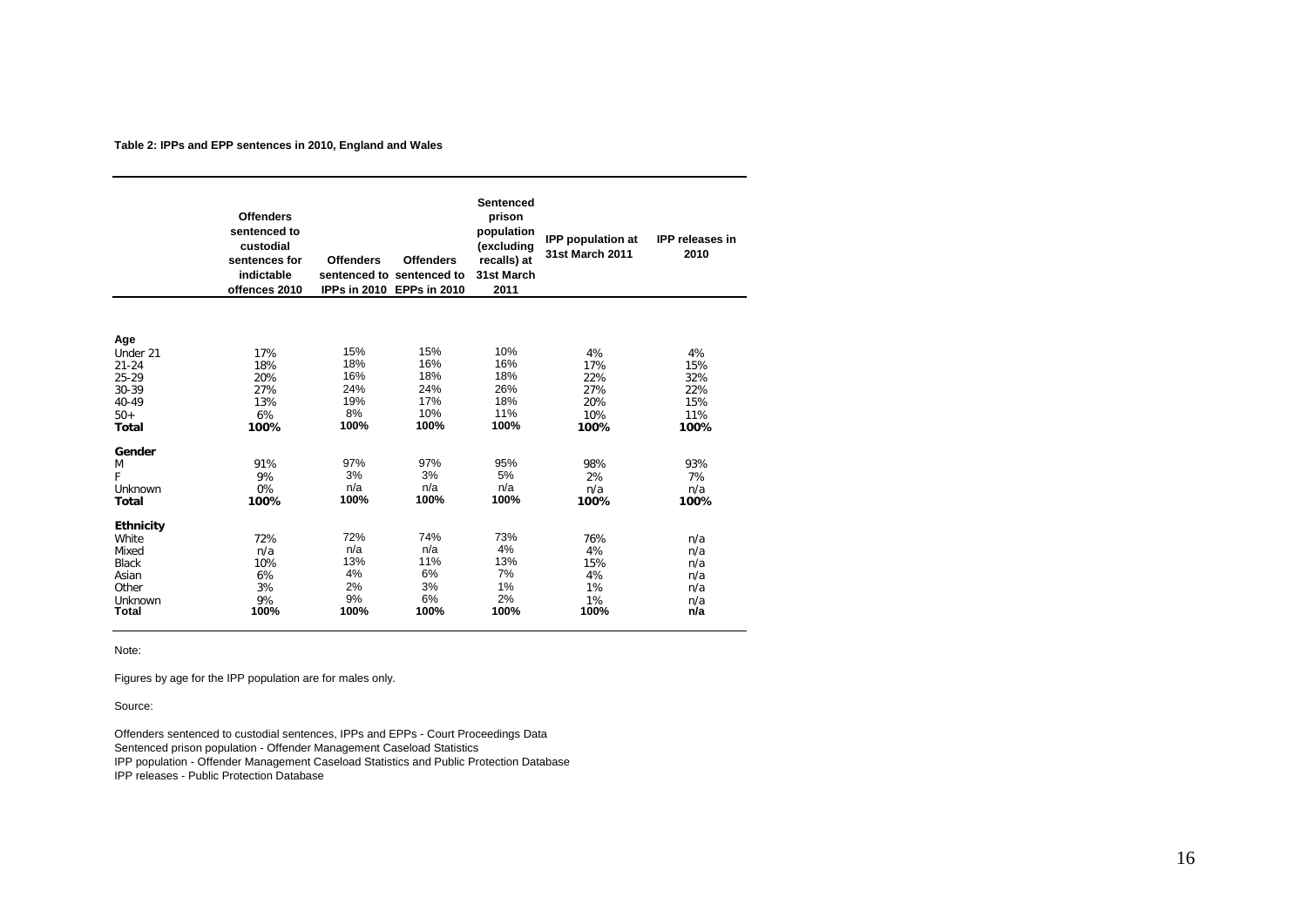**Table 2: IPPs and EPP sentences in 2010, England and Wales**

| | Offenders sentenced to custodial sentences for indictable offences 2010 | Offenders sentenced to IPPs in 2010 | Offenders sentenced to EPPs in 2010 | Sentenced prison population (excluding recalls) at 31st March 2011 | IPP population at 31st March 2011 | IPP releases in 2010 |
|---|---|---|---|---|---|---|
| **Age** | | | | | | |
| Under 21 | 17% | 15% | 15% | 10% | 4% | 4% |
| 21-24 | 18% | 18% | 16% | 16% | 17% | 15% |
| 25-29 | 20% | 16% | 18% | 18% | 22% | 32% |
| 30-39 | 27% | 24% | 24% | 26% | 27% | 22% |
| 40-49 | 13% | 19% | 17% | 18% | 20% | 15% |
| 50+ | 6% | 8% | 10% | 11% | 10% | 11% |
| **Total** | **100%** | **100%** | **100%** | **100%** | **100%** | **100%** |
| **Gender** | | | | | | |
| M | 91% | 97% | 97% | 95% | 98% | 93% |
| F | 9% | 3% | 3% | 5% | 2% | 7% |
| Unknown | 0% | n/a | n/a | n/a | n/a | n/a |
| **Total** | **100%** | **100%** | **100%** | **100%** | **100%** | **100%** |
| **Ethnicity** | | | | | | |
| White | 72% | 72% | 74% | 73% | 76% | n/a |
| Mixed | n/a | n/a | n/a | 4% | 4% | n/a |
| Black | 10% | 13% | 11% | 13% | 15% | n/a |
| Asian | 6% | 4% | 6% | 7% | 4% | n/a |
| Other | 3% | 2% | 3% | 1% | 1% | n/a |
| Unknown | 9% | 9% | 6% | 2% | 1% | n/a |
| **Total** | **100%** | **100%** | **100%** | **100%** | **100%** | **n/a** |

Note:

Figures by age for the IPP population are for males only.

Source:

Offenders sentenced to custodial sentences, IPPs and EPPs - Court Proceedings Data
Sentenced prison population - Offender Management Caseload Statistics
IPP population - Offender Management Caseload Statistics and Public Protection Database
IPP releases - Public Protection Database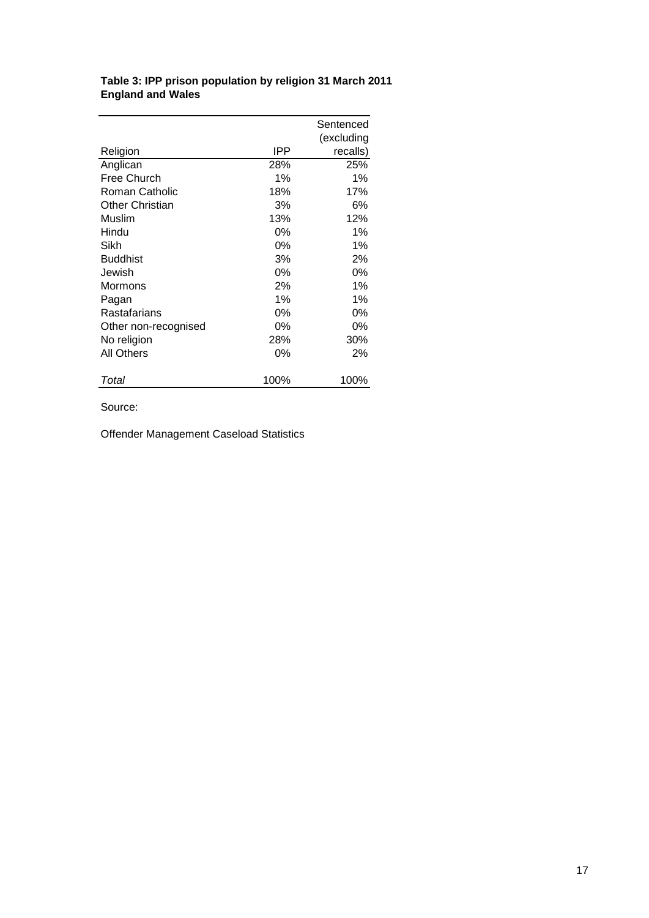**Table 3: IPP prison population by religion 31 March 2011**
**England and Wales**

| Religion | IPP | Sentenced (excluding recalls) |
|---|---|---|
| Anglican | 28% | 25% |
| Free Church | 1% | 1% |
| Roman Catholic | 18% | 17% |
| Other Christian | 3% | 6% |
| Muslim | 13% | 12% |
| Hindu | 0% | 1% |
| Sikh | 0% | 1% |
| Buddhist | 3% | 2% |
| Jewish | 0% | 0% |
| Mormons | 2% | 1% |
| Pagan | 1% | 1% |
| Rastafarians | 0% | 0% |
| Other non-recognised | 0% | 0% |
| No religion | 28% | 30% |
| All Others | 0% | 2% |
| *Total* | 100% | 100% |

Source:

Offender Management Caseload Statistics